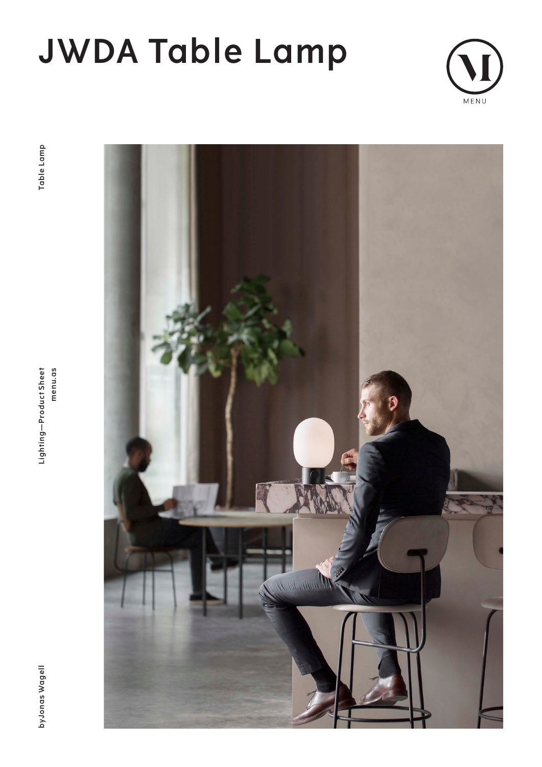# JWDA Table Lamp

MENU

Table Lamp

Lighting—Product Sheet
menu.as

by Jonas Wagell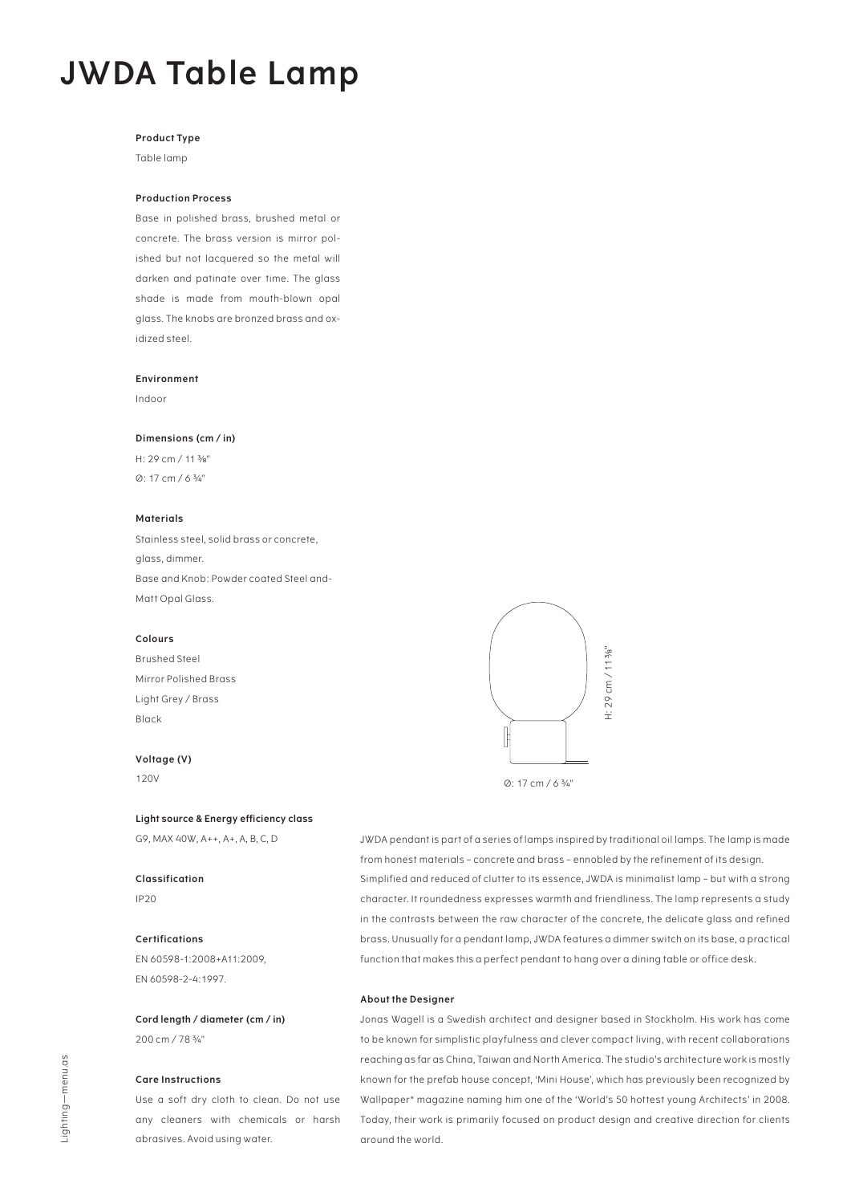# JWDA Table Lamp

**Product Type**

Table lamp

**Production Process**

Base in polished brass, brushed metal or concrete. The brass version is mirror polished but not lacquered so the metal will darken and patinate over time. The glass shade is made from mouth-blown opal glass. The knobs are bronzed brass and oxidized steel.

**Environment**

Indoor

**Dimensions (cm / in)**

H: 29 cm / 11 ⅜"
Ø: 17 cm / 6 ¾"

**Materials**

Stainless steel, solid brass or concrete, glass, dimmer.
Base and Knob: Powder coated Steel and-Matt Opal Glass.

**Colours**

Brushed Steel
Mirror Polished Brass
Light Grey / Brass
Black

**Voltage (V)**

120V

**Light source & Energy efficiency class**

G9, MAX 40W, A++, A+, A, B, C, D

**Classification**

IP20

**Certifications**

EN 60598-1:2008+A11:2009,
EN 60598-2-4:1997.

**Cord length / diameter (cm / in)**

200 cm / 78 ¾"

**Care Instructions**

Use a soft dry cloth to clean. Do not use any cleaners with chemicals or harsh abrasives. Avoid using water.

H: 29 cm / 11 ⅜"

Ø: 17 cm / 6 ¾"

JWDA pendant is part of a series of lamps inspired by traditional oil lamps. The lamp is made from honest materials – concrete and brass – ennobled by the refinement of its design. Simplified and reduced of clutter to its essence, JWDA is minimalist lamp – but with a strong character. It roundedness expresses warmth and friendliness. The lamp represents a study in the contrasts between the raw character of the concrete, the delicate glass and refined brass. Unusually for a pendant lamp, JWDA features a dimmer switch on its base, a practical function that makes this a perfect pendant to hang over a dining table or office desk.

**About the Designer**

Jonas Wagell is a Swedish architect and designer based in Stockholm. His work has come to be known for simplistic playfulness and clever compact living, with recent collaborations reaching as far as China, Taiwan and North America. The studio's architecture work is mostly known for the prefab house concept, 'Mini House', which has previously been recognized by Wallpaper* magazine naming him one of the 'World's 50 hottest young Architects' in 2008. Today, their work is primarily focused on product design and creative direction for clients around the world.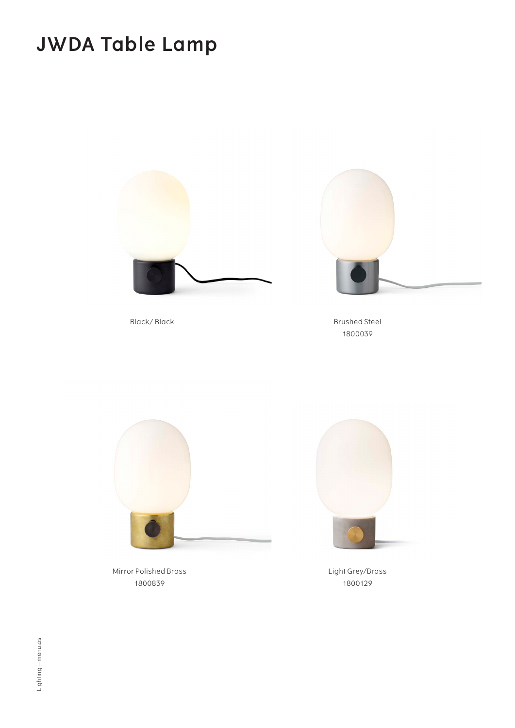# JWDA Table Lamp

Black/ Black

Brushed Steel
1800039

Mirror Polished Brass
1800839

Light Grey/Brass
1800129

Lighting—menu.as